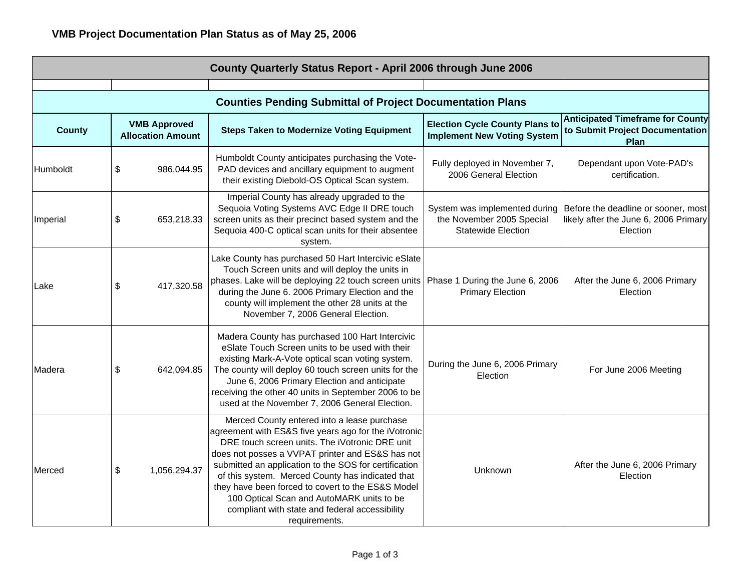# VMB Project Documentation Plan Status as of May 25, 2006

## County Quarterly Status Report - April 2006 through June 2006

### Counties Pending Submittal of Project Documentation Plans

| County | VMB Approved Allocation Amount | Steps Taken to Modernize Voting Equipment | Election Cycle County Plans to Implement New Voting System | Anticipated Timeframe for County to Submit Project Documentation Plan |
|---|---|---|---|---|
| Humboldt | $ 986,044.95 | Humboldt County anticipates purchasing the Vote-PAD devices and ancillary equipment to augment their existing Diebold-OS Optical Scan system. | Fully deployed in November 7, 2006 General Election | Dependant upon Vote-PAD's certification. |
| Imperial | $ 653,218.33 | Imperial County has already upgraded to the Sequoia Voting Systems AVC Edge II DRE touch screen units as their precinct based system and the Sequoia 400-C optical scan units for their absentee system. | System was implemented during the November 2005 Special Statewide Election | Before the deadline or sooner, most likely after the June 6, 2006 Primary Election |
| Lake | $ 417,320.58 | Lake County has purchased 50 Hart Intercivic eSlate Touch Screen units and will deploy the units in phases. Lake will be deploying 22 touch screen units during the June 6. 2006 Primary Election and the county will implement the other 28 units at the November 7, 2006 General Election. | Phase 1 During the June 6, 2006 Primary Election | After the June 6, 2006 Primary Election |
| Madera | $ 642,094.85 | Madera County has purchased 100 Hart Intercivic eSlate Touch Screen units to be used with their existing Mark-A-Vote optical scan voting system. The county will deploy 60 touch screen units for the June 6, 2006 Primary Election and anticipate receiving the other 40 units in September 2006 to be used at the November 7, 2006 General Election. | During the June 6, 2006 Primary Election | For June 2006 Meeting |
| Merced | $ 1,056,294.37 | Merced County entered into a lease purchase agreement with ES&S five years ago for the iVotronic DRE touch screen units. The iVotronic DRE unit does not posses a VVPAT printer and ES&S has not submitted an application to the SOS for certification of this system. Merced County has indicated that they have been forced to covert to the ES&S Model 100 Optical Scan and AutoMARK units to be compliant with state and federal accessibility requirements. | Unknown | After the June 6, 2006 Primary Election |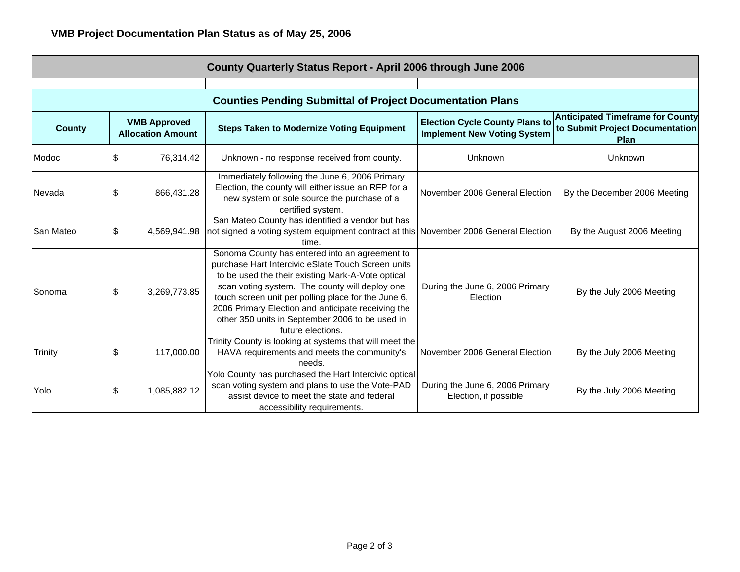**VMB Project Documentation Plan Status as of May 25, 2006**

| County Quarterly Status Report - April 2006 through June 2006 | | | | |
|---|---|---|---|---|
| **Counties Pending Submittal of Project Documentation Plans** | | | | |
| **County** | **VMB Approved Allocation Amount** | **Steps Taken to Modernize Voting Equipment** | **Election Cycle County Plans to Implement New Voting System** | **Anticipated Timeframe for County to Submit Project Documentation Plan** |
| Modoc | $ 76,314.42 | Unknown - no response received from county. | Unknown | Unknown |
| Nevada | $ 866,431.28 | Immediately following the June 6, 2006 Primary Election, the county will either issue an RFP for a new system or sole source the purchase of a certified system. | November 2006 General Election | By the December 2006 Meeting |
| San Mateo | $ 4,569,941.98 | San Mateo County has identified a vendor but has not signed a voting system equipment contract at this time. | November 2006 General Election | By the August 2006 Meeting |
| Sonoma | $ 3,269,773.85 | Sonoma County has entered into an agreement to purchase Hart Intercivic eSlate Touch Screen units to be used the their existing Mark-A-Vote optical scan voting system. The county will deploy one touch screen unit per polling place for the June 6, 2006 Primary Election and anticipate receiving the other 350 units in September 2006 to be used in future elections. | During the June 6, 2006 Primary Election | By the July 2006 Meeting |
| Trinity | $ 117,000.00 | Trinity County is looking at systems that will meet the HAVA requirements and meets the community's needs. | November 2006 General Election | By the July 2006 Meeting |
| Yolo | $ 1,085,882.12 | Yolo County has purchased the Hart Intercivic optical scan voting system and plans to use the Vote-PAD assist device to meet the state and federal accessibility requirements. | During the June 6, 2006 Primary Election, if possible | By the July 2006 Meeting |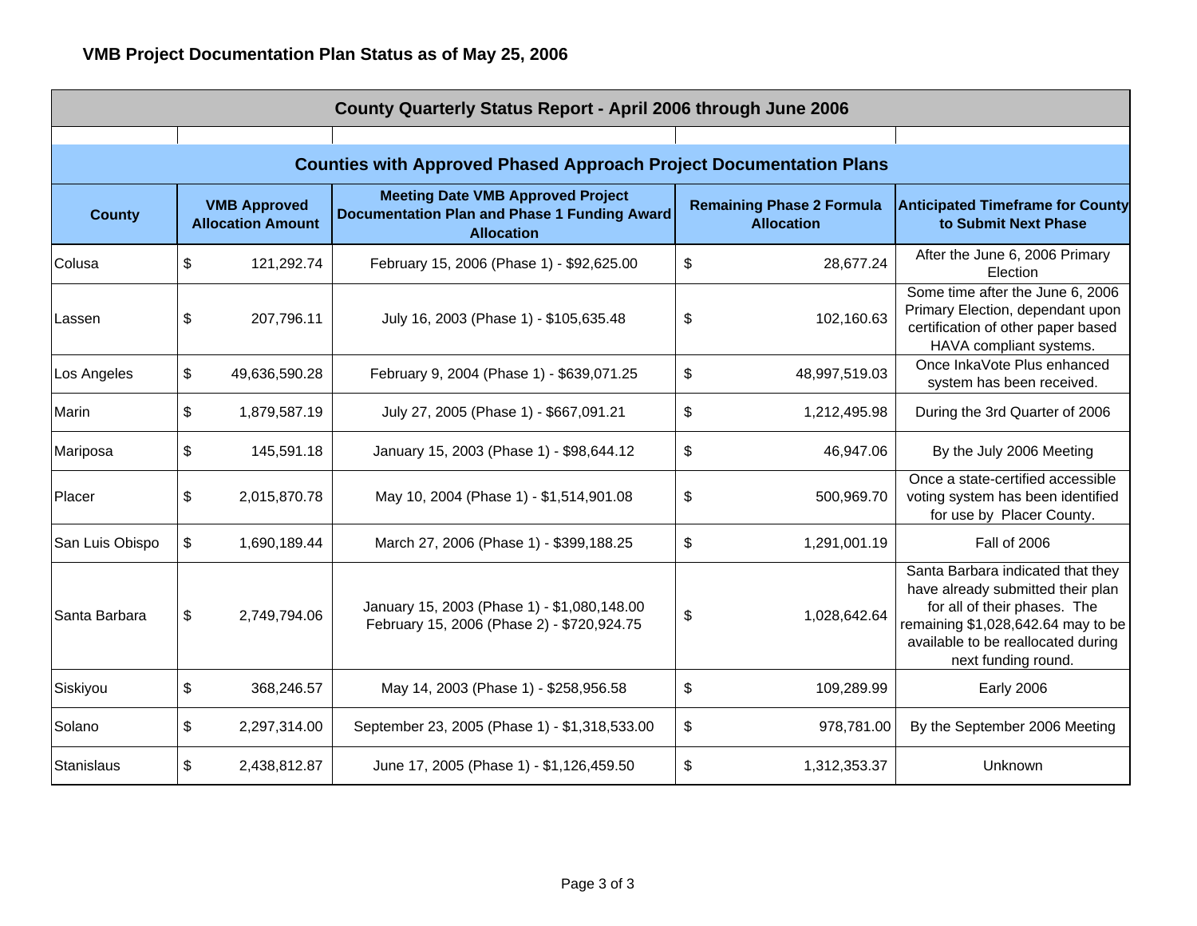## VMB Project Documentation Plan Status as of May 25, 2006

**County Quarterly Status Report - April 2006 through June 2006**

**Counties with Approved Phased Approach Project Documentation Plans**

| County | VMB Approved Allocation Amount | Meeting Date VMB Approved Project Documentation Plan and Phase 1 Funding Award Allocation | Remaining Phase 2 Formula Allocation | Anticipated Timeframe for County to Submit Next Phase |
|---|---|---|---|---|
| Colusa | $ 121,292.74 | February 15, 2006 (Phase 1) - $92,625.00 | $ 28,677.24 | After the June 6, 2006 Primary Election |
| Lassen | $ 207,796.11 | July 16, 2003 (Phase 1) - $105,635.48 | $ 102,160.63 | Some time after the June 6, 2006 Primary Election, dependant upon certification of other paper based HAVA compliant systems. |
| Los Angeles | $ 49,636,590.28 | February 9, 2004 (Phase 1) - $639,071.25 | $ 48,997,519.03 | Once InkaVote Plus enhanced system has been received. |
| Marin | $ 1,879,587.19 | July 27, 2005 (Phase 1) - $667,091.21 | $ 1,212,495.98 | During the 3rd Quarter of 2006 |
| Mariposa | $ 145,591.18 | January 15, 2003 (Phase 1) - $98,644.12 | $ 46,947.06 | By the July 2006 Meeting |
| Placer | $ 2,015,870.78 | May 10, 2004 (Phase 1) - $1,514,901.08 | $ 500,969.70 | Once a state-certified accessible voting system has been identified for use by Placer County. |
| San Luis Obispo | $ 1,690,189.44 | March 27, 2006 (Phase 1) - $399,188.25 | $ 1,291,001.19 | Fall of 2006 |
| Santa Barbara | $ 2,749,794.06 | January 15, 2003 (Phase 1) - $1,080,148.00<br>February 15, 2006 (Phase 2) - $720,924.75 | $ 1,028,642.64 | Santa Barbara indicated that they have already submitted their plan for all of their phases. The remaining $1,028,642.64 may to be available to be reallocated during next funding round. |
| Siskiyou | $ 368,246.57 | May 14, 2003 (Phase 1) - $258,956.58 | $ 109,289.99 | Early 2006 |
| Solano | $ 2,297,314.00 | September 23, 2005 (Phase 1) - $1,318,533.00 | $ 978,781.00 | By the September 2006 Meeting |
| Stanislaus | $ 2,438,812.87 | June 17, 2005 (Phase 1) - $1,126,459.50 | $ 1,312,353.37 | Unknown |